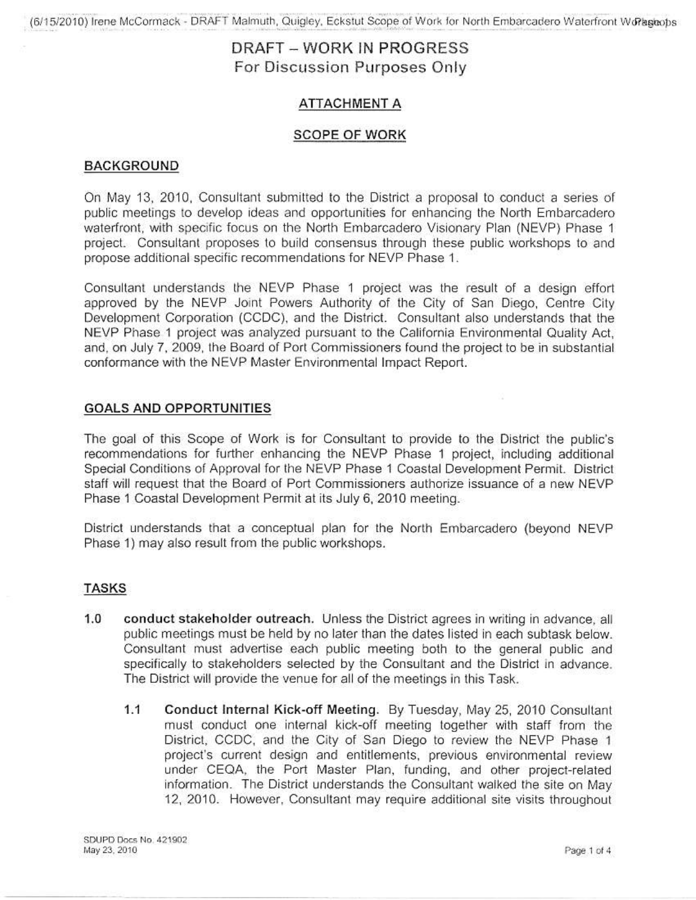# DRAFT – WORK IN PROGRESS
## For Discussion Purposes Only

## ATTACHMENT A

## SCOPE OF WORK

### BACKGROUND

On May 13, 2010, Consultant submitted to the District a proposal to conduct a series of public meetings to develop ideas and opportunities for enhancing the North Embarcadero waterfront, with specific focus on the North Embarcadero Visionary Plan (NEVP) Phase 1 project. Consultant proposes to build consensus through these public workshops to and propose additional specific recommendations for NEVP Phase 1.

Consultant understands the NEVP Phase 1 project was the result of a design effort approved by the NEVP Joint Powers Authority of the City of San Diego, Centre City Development Corporation (CCDC), and the District. Consultant also understands that the NEVP Phase 1 project was analyzed pursuant to the California Environmental Quality Act, and, on July 7, 2009, the Board of Port Commissioners found the project to be in substantial conformance with the NEVP Master Environmental Impact Report.

### GOALS AND OPPORTUNITIES

The goal of this Scope of Work is for Consultant to provide to the District the public's recommendations for further enhancing the NEVP Phase 1 project, including additional Special Conditions of Approval for the NEVP Phase 1 Coastal Development Permit. District staff will request that the Board of Port Commissioners authorize issuance of a new NEVP Phase 1 Coastal Development Permit at its July 6, 2010 meeting.

District understands that a conceptual plan for the North Embarcadero (beyond NEVP Phase 1) may also result from the public workshops.

### TASKS

**1.0 conduct stakeholder outreach.** Unless the District agrees in writing in advance, all public meetings must be held by no later than the dates listed in each subtask below. Consultant must advertise each public meeting both to the general public and specifically to stakeholders selected by the Consultant and the District in advance. The District will provide the venue for all of the meetings in this Task.

**1.1 Conduct Internal Kick-off Meeting.** By Tuesday, May 25, 2010 Consultant must conduct one internal kick-off meeting together with staff from the District, CCDC, and the City of San Diego to review the NEVP Phase 1 project's current design and entitlements, previous environmental review under CEQA, the Port Master Plan, funding, and other project-related information. The District understands the Consultant walked the site on May 12, 2010. However, Consultant may require additional site visits throughout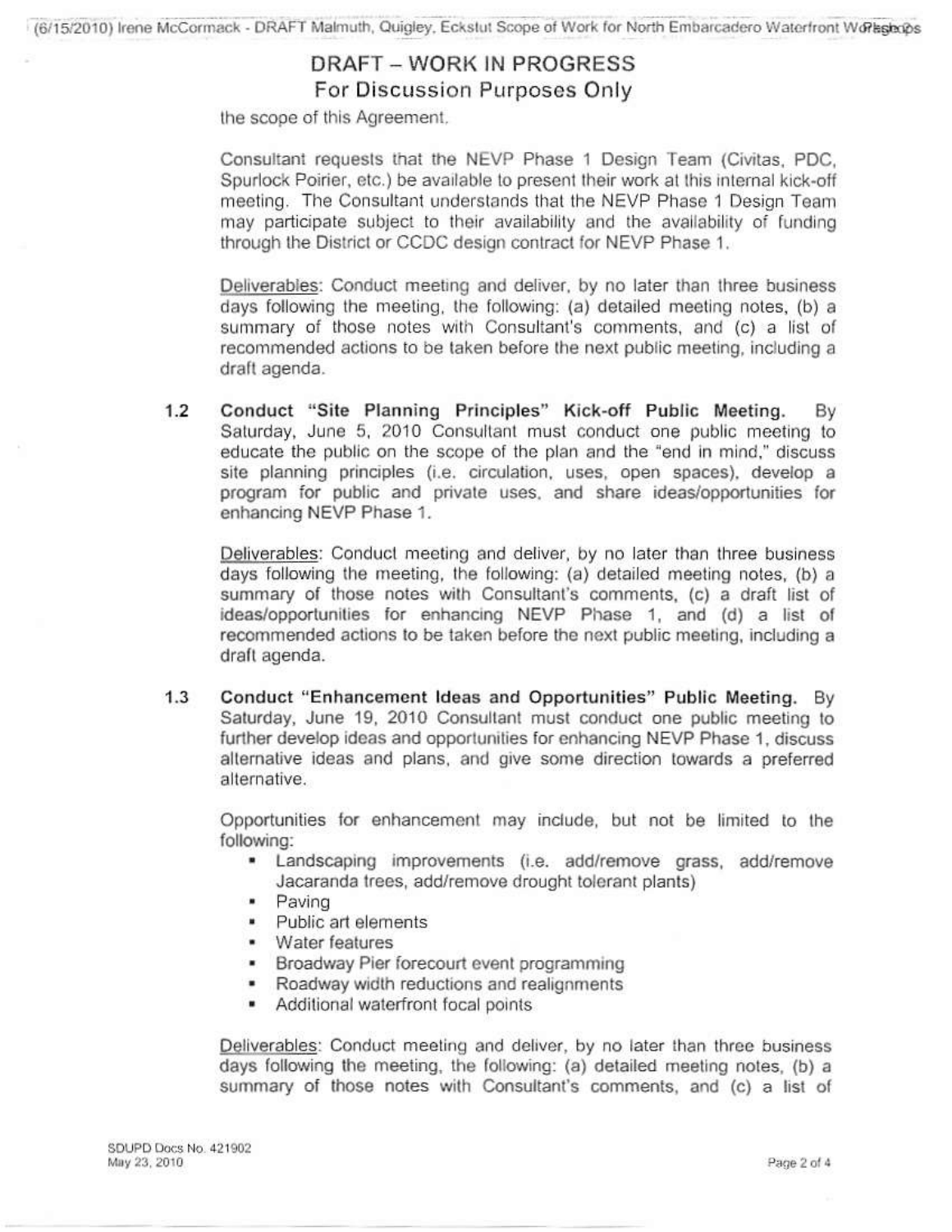# DRAFT – WORK IN PROGRESS
## For Discussion Purposes Only

the scope of this Agreement.

Consultant requests that the NEVP Phase 1 Design Team (Civitas, PDC, Spurlock Poirier, etc.) be available to present their work at this internal kick-off meeting. The Consultant understands that the NEVP Phase 1 Design Team may participate subject to their availability and the availability of funding through the District or CCDC design contract for NEVP Phase 1.

Deliverables: Conduct meeting and deliver, by no later than three business days following the meeting, the following: (a) detailed meeting notes, (b) a summary of those notes with Consultant's comments, and (c) a list of recommended actions to be taken before the next public meeting, including a draft agenda.

**1.2 Conduct "Site Planning Principles" Kick-off Public Meeting.** By Saturday, June 5, 2010 Consultant must conduct one public meeting to educate the public on the scope of the plan and the "end in mind," discuss site planning principles (i.e. circulation, uses, open spaces), develop a program for public and private uses, and share ideas/opportunities for enhancing NEVP Phase 1.

Deliverables: Conduct meeting and deliver, by no later than three business days following the meeting, the following: (a) detailed meeting notes, (b) a summary of those notes with Consultant's comments, (c) a draft list of ideas/opportunities for enhancing NEVP Phase 1, and (d) a list of recommended actions to be taken before the next public meeting, including a draft agenda.

**1.3 Conduct "Enhancement Ideas and Opportunities" Public Meeting.** By Saturday, June 19, 2010 Consultant must conduct one public meeting to further develop ideas and opportunities for enhancing NEVP Phase 1, discuss alternative ideas and plans, and give some direction towards a preferred alternative.

Opportunities for enhancement may include, but not be limited to the following:

- Landscaping improvements (i.e. add/remove grass, add/remove Jacaranda trees, add/remove drought tolerant plants)
- Paving
- Public art elements
- Water features
- Broadway Pier forecourt event programming
- Roadway width reductions and realignments
- Additional waterfront focal points

Deliverables: Conduct meeting and deliver, by no later than three business days following the meeting, the following: (a) detailed meeting notes, (b) a summary of those notes with Consultant's comments, and (c) a list of

SDUPD Docs No. 421902
May 23, 2010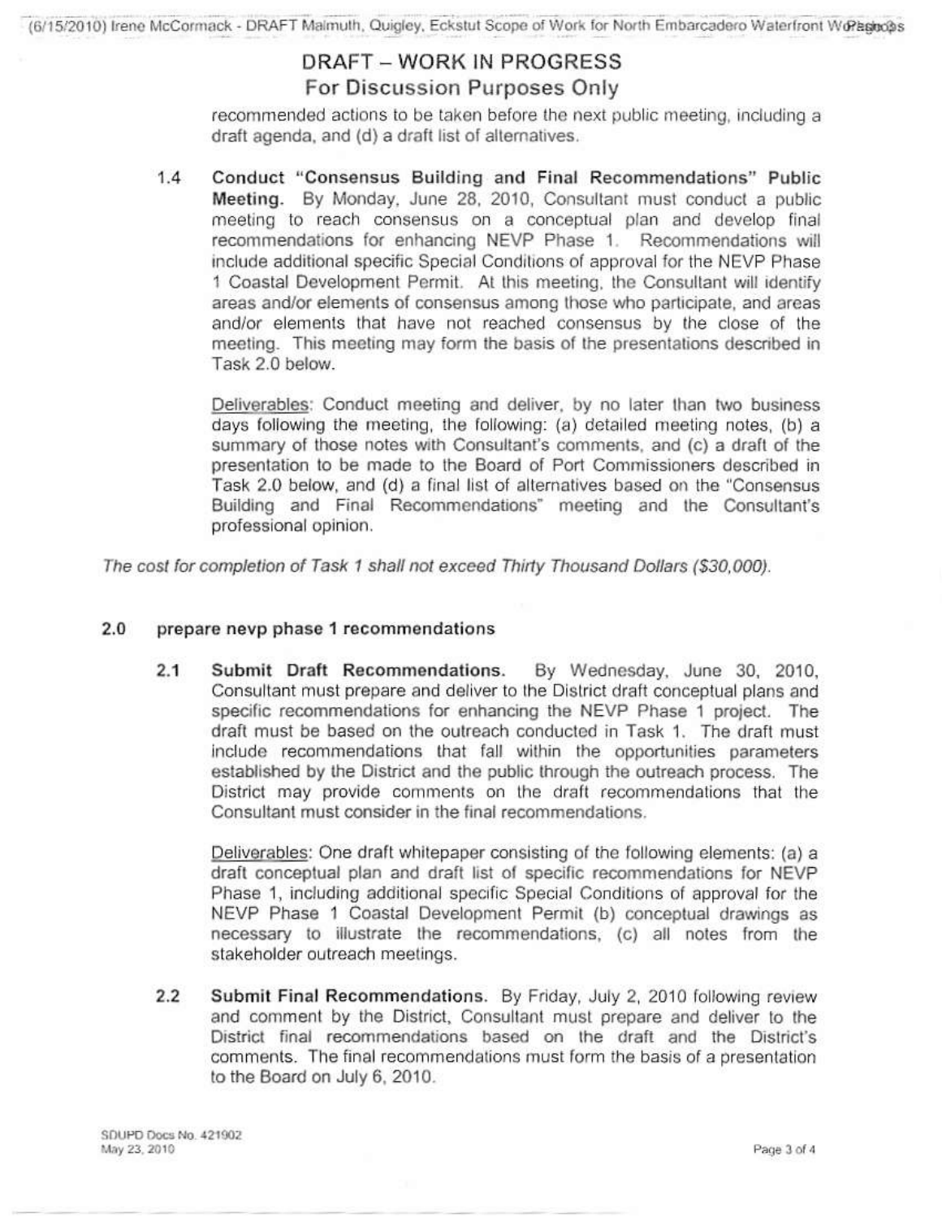DRAFT – WORK IN PROGRESS
For Discussion Purposes Only

recommended actions to be taken before the next public meeting, including a draft agenda, and (d) a draft list of alternatives.

1.4 **Conduct "Consensus Building and Final Recommendations" Public Meeting.** By Monday, June 28, 2010, Consultant must conduct a public meeting to reach consensus on a conceptual plan and develop final recommendations for enhancing NEVP Phase 1. Recommendations will include additional specific Special Conditions of approval for the NEVP Phase 1 Coastal Development Permit. At this meeting, the Consultant will identify areas and/or elements of consensus among those who participate, and areas and/or elements that have not reached consensus by the close of the meeting. This meeting may form the basis of the presentations described in Task 2.0 below.

Deliverables: Conduct meeting and deliver, by no later than two business days following the meeting, the following: (a) detailed meeting notes, (b) a summary of those notes with Consultant's comments, and (c) a draft of the presentation to be made to the Board of Port Commissioners described in Task 2.0 below, and (d) a final list of alternatives based on the "Consensus Building and Final Recommendations" meeting and the Consultant's professional opinion.

*The cost for completion of Task 1 shall not exceed Thirty Thousand Dollars ($30,000).*

## 2.0 prepare nevp phase 1 recommendations

2.1 **Submit Draft Recommendations.** By Wednesday, June 30, 2010, Consultant must prepare and deliver to the District draft conceptual plans and specific recommendations for enhancing the NEVP Phase 1 project. The draft must be based on the outreach conducted in Task 1. The draft must include recommendations that fall within the opportunities parameters established by the District and the public through the outreach process. The District may provide comments on the draft recommendations that the Consultant must consider in the final recommendations.

Deliverables: One draft whitepaper consisting of the following elements: (a) a draft conceptual plan and draft list of specific recommendations for NEVP Phase 1, including additional specific Special Conditions of approval for the NEVP Phase 1 Coastal Development Permit (b) conceptual drawings as necessary to illustrate the recommendations, (c) all notes from the stakeholder outreach meetings.

2.2 **Submit Final Recommendations.** By Friday, July 2, 2010 following review and comment by the District, Consultant must prepare and deliver to the District final recommendations based on the draft and the District's comments. The final recommendations must form the basis of a presentation to the Board on July 6, 2010.

SDUPD Docs No. 421902
May 23, 2010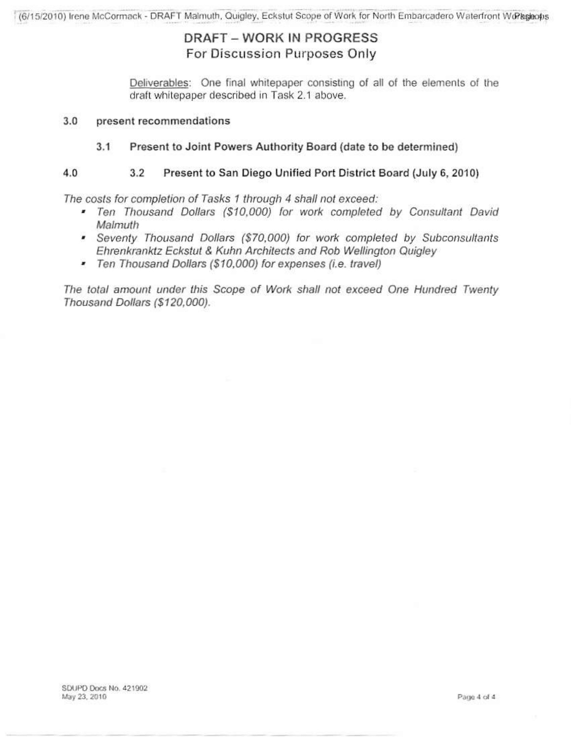# DRAFT – WORK IN PROGRESS
## For Discussion Purposes Only

Deliverables: One final whitepaper consisting of all of the elements of the draft whitepaper described in Task 2.1 above.

### 3.0 present recommendations

#### 3.1 Present to Joint Powers Authority Board (date to be determined)

#### 4.0 3.2 Present to San Diego Unified Port District Board (July 6, 2010)

*The costs for completion of Tasks 1 through 4 shall not exceed:*

- *Ten Thousand Dollars ($10,000) for work completed by Consultant David Malmuth*
- *Seventy Thousand Dollars ($70,000) for work completed by Subconsultants Ehrenkranktz Eckstut & Kuhn Architects and Rob Wellington Quigley*
- *Ten Thousand Dollars ($10,000) for expenses (i.e. travel)*

*The total amount under this Scope of Work shall not exceed One Hundred Twenty Thousand Dollars ($120,000).*

SDUPD Docs No. 421902
May 23, 2010